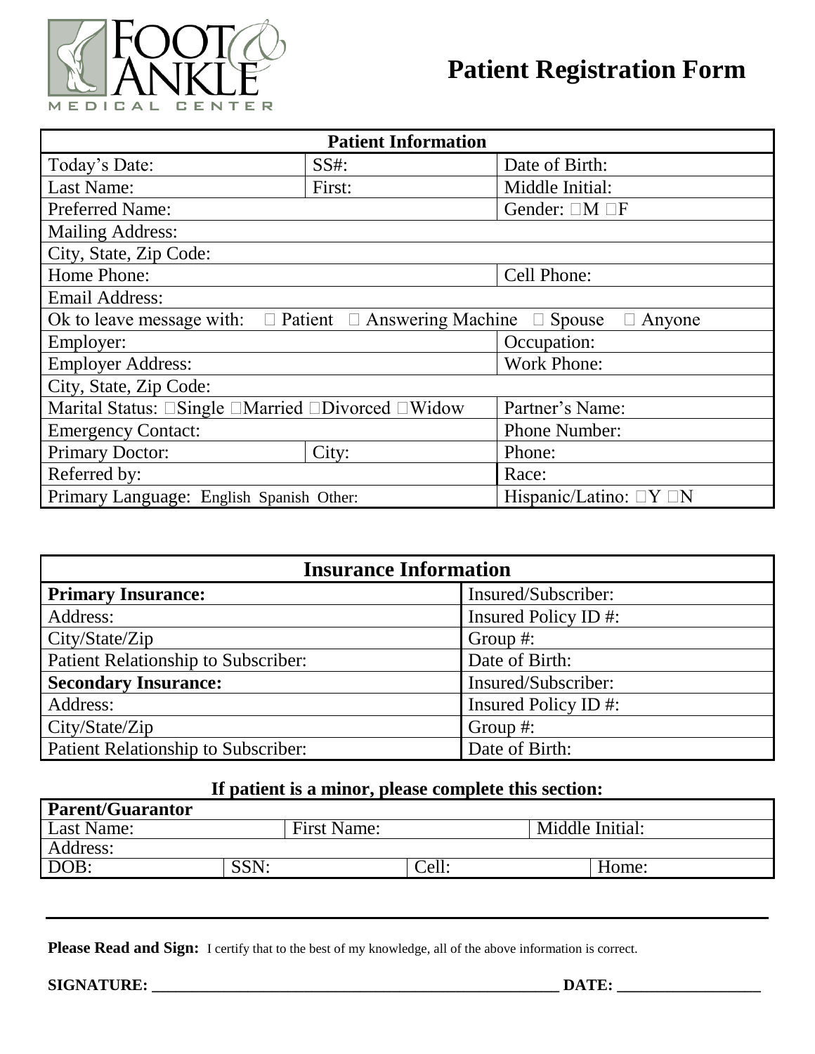# Patient Registration Form

FOOT & ANKLE MEDICAL CENTER

| Patient Information | | |
|---|---|---|
| Today's Date: | SS#: | Date of Birth: |
| Last Name: | First: | Middle Initial: |
| Preferred Name: | | Gender: □M □F |
| Mailing Address: | | |
| City, State, Zip Code: | | |
| Home Phone: | | Cell Phone: |
| Email Address: | | |
| Ok to leave message with: □ Patient □ Answering Machine □ Spouse □ Anyone | | |
| Employer: | | Occupation: |
| Employer Address: | | Work Phone: |
| City, State, Zip Code: | | |
| Marital Status: □Single □Married □Divorced □Widow | | Partner's Name: |
| Emergency Contact: | | Phone Number: |
| Primary Doctor: | City: | Phone: |
| Referred by: | | Race: |
| Primary Language: English Spanish Other: | | Hispanic/Latino: □Y □N |

| Insurance Information | |
|---|---|
| **Primary Insurance:** | Insured/Subscriber: |
| Address: | Insured Policy ID #: |
| City/State/Zip | Group #: |
| Patient Relationship to Subscriber: | Date of Birth: |
| **Secondary Insurance:** | Insured/Subscriber: |
| Address: | Insured Policy ID #: |
| City/State/Zip | Group #: |
| Patient Relationship to Subscriber: | Date of Birth: |

**If patient is a minor, please complete this section:**

| **Parent/Guarantor** | | | |
|---|---|---|---|
| Last Name: | First Name: | | Middle Initial: |
| Address: | | | |
| DOB: | SSN: | Cell: | Home: |

**Please Read and Sign:** I certify that to the best of my knowledge, all of the above information is correct.

**SIGNATURE:** ____________________________________________________ **DATE:** __________________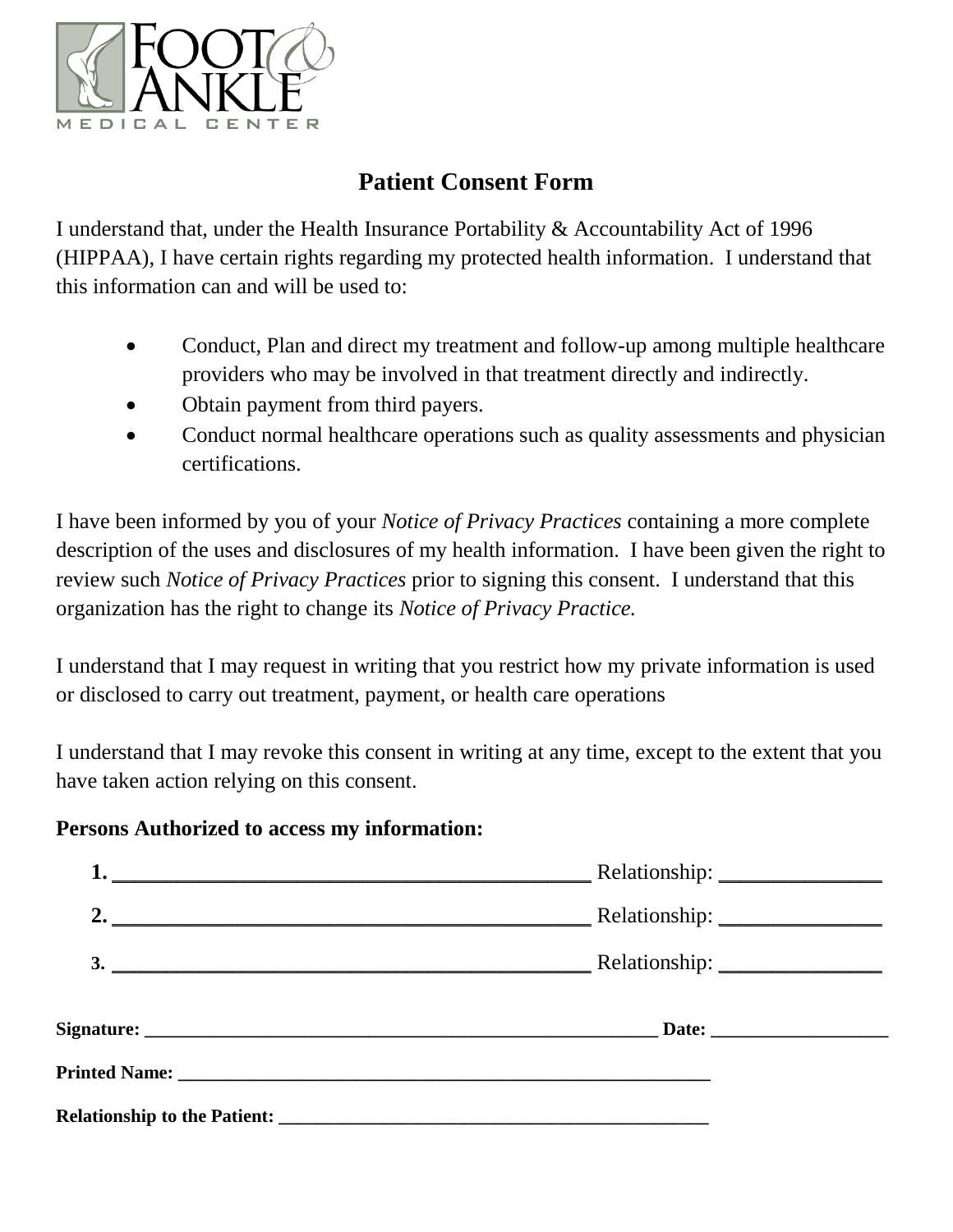FOOT & ANKLE
MEDICAL CENTER

# Patient Consent Form

I understand that, under the Health Insurance Portability & Accountability Act of 1996 (HIPPAA), I have certain rights regarding my protected health information. I understand that this information can and will be used to:

- Conduct, Plan and direct my treatment and follow-up among multiple healthcare providers who may be involved in that treatment directly and indirectly.
- Obtain payment from third payers.
- Conduct normal healthcare operations such as quality assessments and physician certifications.

I have been informed by you of your *Notice of Privacy Practices* containing a more complete description of the uses and disclosures of my health information. I have been given the right to review such *Notice of Privacy Practices* prior to signing this consent. I understand that this organization has the right to change its *Notice of Privacy Practice.*

I understand that I may request in writing that you restrict how my private information is used or disclosed to carry out treatment, payment, or health care operations

I understand that I may revoke this consent in writing at any time, except to the extent that you have taken action relying on this consent.

**Persons Authorized to access my information:**

**1.** _____________________________________________ Relationship: _______________

**2.** _____________________________________________ Relationship: _______________

**3.** _____________________________________________ Relationship: _______________

**Signature:** ___________________________________________________________ **Date:** ___________________

**Printed Name:** ____________________________________________________________

**Relationship to the Patient:** ______________________________________________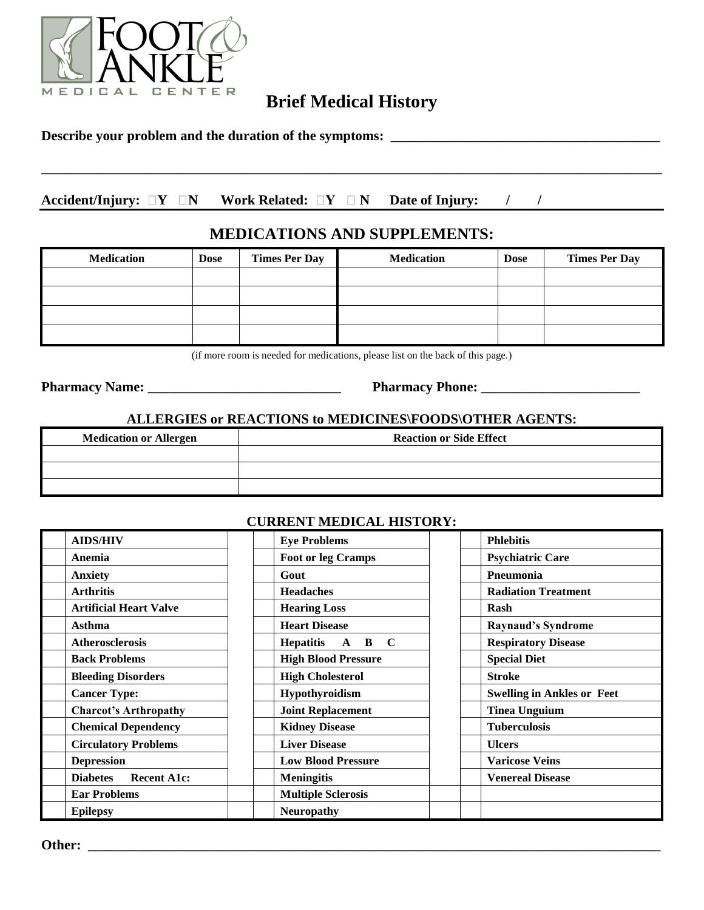FOOT & ANKLE MEDICAL CENTER

# Brief Medical History

**Describe your problem and the duration of the symptoms:** ______________________________________

______________________________________________________________________________________________

**Accident/Injury:** ☐Y ☐N **Work Related:** ☐Y ☐N **Date of Injury:** / /

## MEDICATIONS AND SUPPLEMENTS:

| Medication | Dose | Times Per Day | Medication | Dose | Times Per Day |
|---|---|---|---|---|---|
| | | | | | |
| | | | | | |
| | | | | | |
| | | | | | |

(if more room is needed for medications, please list on the back of this page.)

**Pharmacy Name:** ____________________________ **Pharmacy Phone:** _______________________

### ALLERGIES or REACTIONS to MEDICINES\FOODS\OTHER AGENTS:

| Medication or Allergen | Reaction or Side Effect |
|---|---|
| | |
| | |
| | |

### CURRENT MEDICAL HISTORY:

| | | | | | | | |
|---|---|---|---|---|---|---|---|
| | **AIDS/HIV** | | | **Eye Problems** | | | **Phlebitis** |
| | **Anemia** | | | **Foot or leg Cramps** | | | **Psychiatric Care** |
| | **Anxiety** | | | **Gout** | | | **Pneumonia** |
| | **Arthritis** | | | **Headaches** | | | **Radiation Treatment** |
| | **Artificial Heart Valve** | | | **Hearing Loss** | | | **Rash** |
| | **Asthma** | | | **Heart Disease** | | | **Raynaud's Syndrome** |
| | **Atherosclerosis** | | | **Hepatitis A B C** | | | **Respiratory Disease** |
| | **Back Problems** | | | **High Blood Pressure** | | | **Special Diet** |
| | **Bleeding Disorders** | | | **High Cholesterol** | | | **Stroke** |
| | **Cancer Type:** | | | **Hypothyroidism** | | | **Swelling in Ankles or Feet** |
| | **Charcot's Arthropathy** | | | **Joint Replacement** | | | **Tinea Unguium** |
| | **Chemical Dependency** | | | **Kidney Disease** | | | **Tuberculosis** |
| | **Circulatory Problems** | | | **Liver Disease** | | | **Ulcers** |
| | **Depression** | | | **Low Blood Pressure** | | | **Varicose Veins** |
| | **Diabetes Recent A1c:** | | | **Meningitis** | | | **Venereal Disease** |
| | **Ear Problems** | | | **Multiple Sclerosis** | | | |
| | **Epilepsy** | | | **Neuropathy** | | | |

**Other:** ___________________________________________________________________________________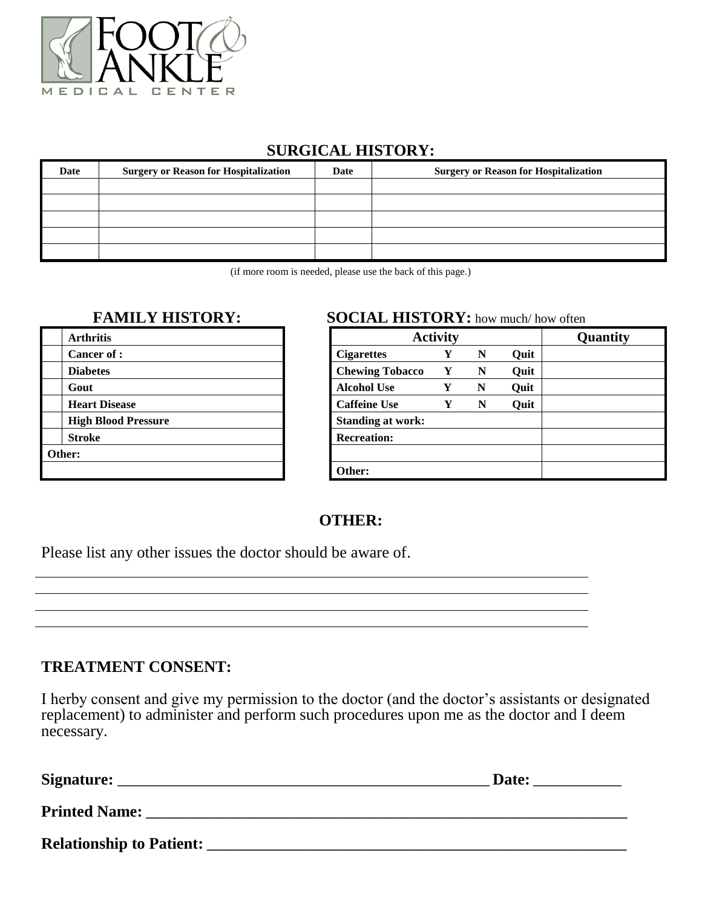FOOT & ANKLE MEDICAL CENTER

## SURGICAL HISTORY:

| Date | Surgery or Reason for Hospitalization | Date | Surgery or Reason for Hospitalization |
|---|---|---|---|
| | | | |
| | | | |
| | | | |
| | | | |
| | | | |

(if more room is needed, please use the back of this page.)

## FAMILY HISTORY:

| | |
|---|---|
| | **Arthritis** |
| | **Cancer of :** |
| | **Diabetes** |
| | **Gout** |
| | **Heart Disease** |
| | **High Blood Pressure** |
| | **Stroke** |
| **Other:** | |
| | |

## SOCIAL HISTORY: how much/ how often

| Activity | | | | Quantity |
|---|---|---|---|---|
| **Cigarettes** | **Y** | **N** | **Quit** | |
| **Chewing Tobacco** | **Y** | **N** | **Quit** | |
| **Alcohol Use** | **Y** | **N** | **Quit** | |
| **Caffeine Use** | **Y** | **N** | **Quit** | |
| **Standing at work:** | | | | |
| **Recreation:** | | | | |
| | | | | |
| **Other:** | | | | |

## OTHER:

Please list any other issues the doctor should be aware of.

\_\_\_\_\_\_\_\_\_\_\_\_\_\_\_\_\_\_\_\_\_\_\_\_\_\_\_\_\_\_\_\_\_\_\_\_\_\_\_\_\_\_\_\_\_\_\_\_\_\_\_\_\_\_\_\_\_\_\_\_\_\_\_\_\_\_\_\_\_\_\_\_

\_\_\_\_\_\_\_\_\_\_\_\_\_\_\_\_\_\_\_\_\_\_\_\_\_\_\_\_\_\_\_\_\_\_\_\_\_\_\_\_\_\_\_\_\_\_\_\_\_\_\_\_\_\_\_\_\_\_\_\_\_\_\_\_\_\_\_\_\_\_\_\_

\_\_\_\_\_\_\_\_\_\_\_\_\_\_\_\_\_\_\_\_\_\_\_\_\_\_\_\_\_\_\_\_\_\_\_\_\_\_\_\_\_\_\_\_\_\_\_\_\_\_\_\_\_\_\_\_\_\_\_\_\_\_\_\_\_\_\_\_\_\_\_\_

\_\_\_\_\_\_\_\_\_\_\_\_\_\_\_\_\_\_\_\_\_\_\_\_\_\_\_\_\_\_\_\_\_\_\_\_\_\_\_\_\_\_\_\_\_\_\_\_\_\_\_\_\_\_\_\_\_\_\_\_\_\_\_\_\_\_\_\_\_\_\_\_

## TREATMENT CONSENT:

I herby consent and give my permission to the doctor (and the doctor's assistants or designated replacement) to administer and perform such procedures upon me as the doctor and I deem necessary.

**Signature:** \_\_\_\_\_\_\_\_\_\_\_\_\_\_\_\_\_\_\_\_\_\_\_\_\_\_\_\_\_\_\_\_\_\_\_\_\_\_\_\_\_\_\_\_\_\_\_\_ **Date:** \_\_\_\_\_\_\_\_\_\_\_

**Printed Name:** \_\_\_\_\_\_\_\_\_\_\_\_\_\_\_\_\_\_\_\_\_\_\_\_\_\_\_\_\_\_\_\_\_\_\_\_\_\_\_\_\_\_\_\_\_\_\_\_\_\_\_\_\_\_\_\_\_\_\_\_\_\_

**Relationship to Patient:** \_\_\_\_\_\_\_\_\_\_\_\_\_\_\_\_\_\_\_\_\_\_\_\_\_\_\_\_\_\_\_\_\_\_\_\_\_\_\_\_\_\_\_\_\_\_\_\_\_\_\_\_\_\_\_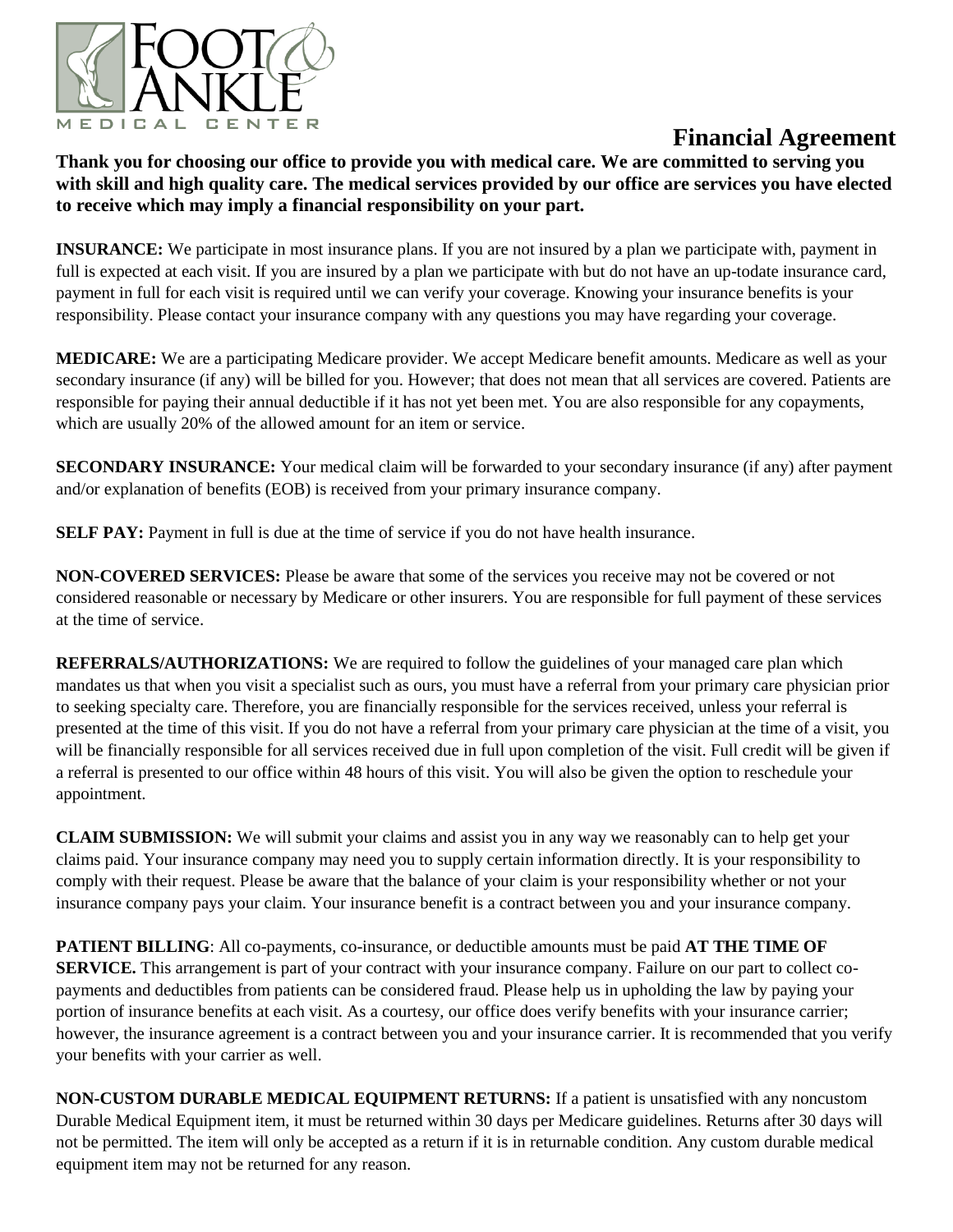FOOT & ANKLE MEDICAL CENTER

# Financial Agreement

**Thank you for choosing our office to provide you with medical care. We are committed to serving you with skill and high quality care. The medical services provided by our office are services you have elected to receive which may imply a financial responsibility on your part.**

**INSURANCE:** We participate in most insurance plans. If you are not insured by a plan we participate with, payment in full is expected at each visit. If you are insured by a plan we participate with but do not have an up-todate insurance card, payment in full for each visit is required until we can verify your coverage. Knowing your insurance benefits is your responsibility. Please contact your insurance company with any questions you may have regarding your coverage.

**MEDICARE:** We are a participating Medicare provider. We accept Medicare benefit amounts. Medicare as well as your secondary insurance (if any) will be billed for you. However; that does not mean that all services are covered. Patients are responsible for paying their annual deductible if it has not yet been met. You are also responsible for any copayments, which are usually 20% of the allowed amount for an item or service.

**SECONDARY INSURANCE:** Your medical claim will be forwarded to your secondary insurance (if any) after payment and/or explanation of benefits (EOB) is received from your primary insurance company.

**SELF PAY:** Payment in full is due at the time of service if you do not have health insurance.

**NON-COVERED SERVICES:** Please be aware that some of the services you receive may not be covered or not considered reasonable or necessary by Medicare or other insurers. You are responsible for full payment of these services at the time of service.

**REFERRALS/AUTHORIZATIONS:** We are required to follow the guidelines of your managed care plan which mandates us that when you visit a specialist such as ours, you must have a referral from your primary care physician prior to seeking specialty care. Therefore, you are financially responsible for the services received, unless your referral is presented at the time of this visit. If you do not have a referral from your primary care physician at the time of a visit, you will be financially responsible for all services received due in full upon completion of the visit. Full credit will be given if a referral is presented to our office within 48 hours of this visit. You will also be given the option to reschedule your appointment.

**CLAIM SUBMISSION:** We will submit your claims and assist you in any way we reasonably can to help get your claims paid. Your insurance company may need you to supply certain information directly. It is your responsibility to comply with their request. Please be aware that the balance of your claim is your responsibility whether or not your insurance company pays your claim. Your insurance benefit is a contract between you and your insurance company.

**PATIENT BILLING**: All co-payments, co-insurance, or deductible amounts must be paid **AT THE TIME OF SERVICE.** This arrangement is part of your contract with your insurance company. Failure on our part to collect co-payments and deductibles from patients can be considered fraud. Please help us in upholding the law by paying your portion of insurance benefits at each visit. As a courtesy, our office does verify benefits with your insurance carrier; however, the insurance agreement is a contract between you and your insurance carrier. It is recommended that you verify your benefits with your carrier as well.

**NON-CUSTOM DURABLE MEDICAL EQUIPMENT RETURNS:** If a patient is unsatisfied with any noncustom Durable Medical Equipment item, it must be returned within 30 days per Medicare guidelines. Returns after 30 days will not be permitted. The item will only be accepted as a return if it is in returnable condition. Any custom durable medical equipment item may not be returned for any reason.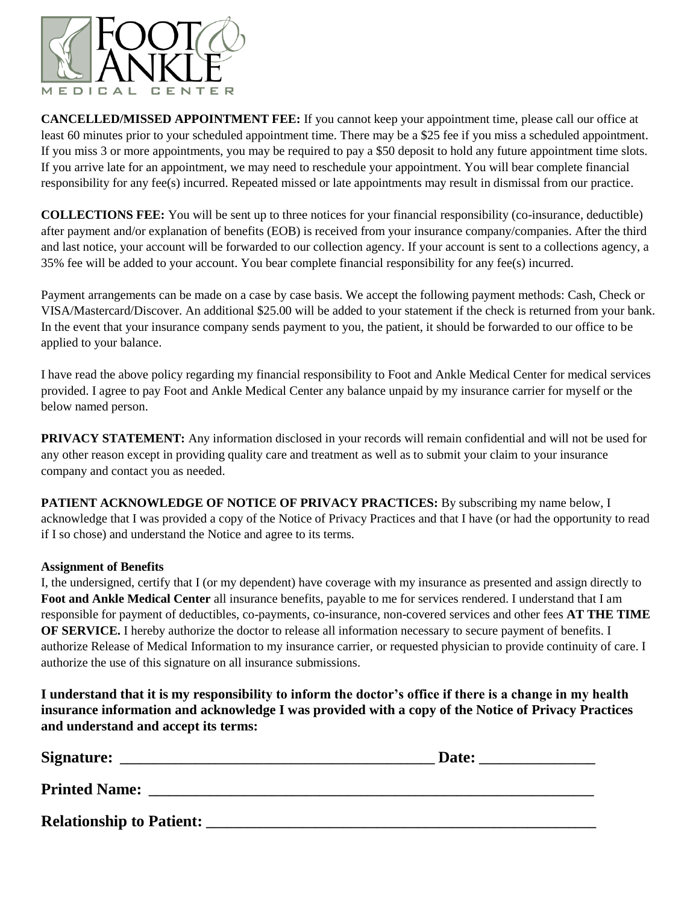**CANCELLED/MISSED APPOINTMENT FEE:** If you cannot keep your appointment time, please call our office at least 60 minutes prior to your scheduled appointment time. There may be a $25 fee if you miss a scheduled appointment. If you miss 3 or more appointments, you may be required to pay a $50 deposit to hold any future appointment time slots. If you arrive late for an appointment, we may need to reschedule your appointment. You will bear complete financial responsibility for any fee(s) incurred. Repeated missed or late appointments may result in dismissal from our practice.

**COLLECTIONS FEE:** You will be sent up to three notices for your financial responsibility (co-insurance, deductible) after payment and/or explanation of benefits (EOB) is received from your insurance company/companies. After the third and last notice, your account will be forwarded to our collection agency. If your account is sent to a collections agency, a 35% fee will be added to your account. You bear complete financial responsibility for any fee(s) incurred.

Payment arrangements can be made on a case by case basis. We accept the following payment methods: Cash, Check or VISA/Mastercard/Discover. An additional $25.00 will be added to your statement if the check is returned from your bank. In the event that your insurance company sends payment to you, the patient, it should be forwarded to our office to be applied to your balance.

I have read the above policy regarding my financial responsibility to Foot and Ankle Medical Center for medical services provided. I agree to pay Foot and Ankle Medical Center any balance unpaid by my insurance carrier for myself or the below named person.

**PRIVACY STATEMENT:** Any information disclosed in your records will remain confidential and will not be used for any other reason except in providing quality care and treatment as well as to submit your claim to your insurance company and contact you as needed.

**PATIENT ACKNOWLEDGE OF NOTICE OF PRIVACY PRACTICES:** By subscribing my name below, I acknowledge that I was provided a copy of the Notice of Privacy Practices and that I have (or had the opportunity to read if I so chose) and understand the Notice and agree to its terms.

**Assignment of Benefits**

I, the undersigned, certify that I (or my dependent) have coverage with my insurance as presented and assign directly to **Foot and Ankle Medical Center** all insurance benefits, payable to me for services rendered. I understand that I am responsible for payment of deductibles, co-payments, co-insurance, non-covered services and other fees **AT THE TIME OF SERVICE.** I hereby authorize the doctor to release all information necessary to secure payment of benefits. I authorize Release of Medical Information to my insurance carrier, or requested physician to provide continuity of care. I authorize the use of this signature on all insurance submissions.

**I understand that it is my responsibility to inform the doctor's office if there is a change in my health insurance information and acknowledge I was provided with a copy of the Notice of Privacy Practices and understand and accept its terms:**

**Signature:** ________________________________________ **Date:** _______________

**Printed Name:** ____________________________________________________________

**Relationship to Patient:** ____________________________________________________